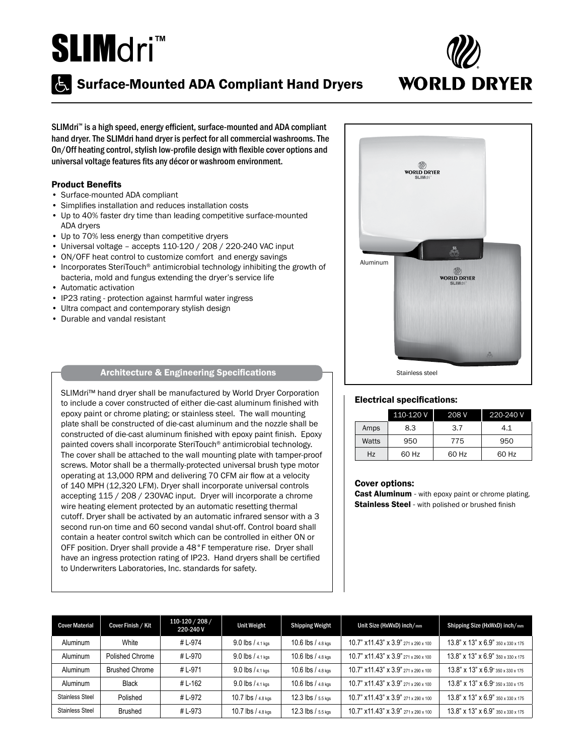# SLIMdri™

## Surface-Mounted ADA Compliant Hand Dryers

WORLD DRYER

SLIMdri™ is a high speed, energy efficient, surface-mounted and ADA compliant hand dryer. The SLIMdri hand dryer is perfect for all commercial washrooms. The On/Off heating control, stylish low-profile design with flexible cover options and universal voltage features fits any décor or washroom environment.

### Product Benefits

- Surface-mounted ADA compliant
- Simplifies installation and reduces installation costs
- Up to 40% faster dry time than leading competitive surface-mounted ADA dryers
- Up to 70% less energy than competitive dryers
- Universal voltage – accepts 110-120 / 208 / 220-240 VAC input
- ON/OFF heat control to customize comfort and energy savings
- Incorporates SteriTouch® antimicrobial technology inhibiting the growth of bacteria, mold and fungus extending the dryer's service life
- Automatic activation
- IP23 rating - protection against harmful water ingress
- Ultra compact and contemporary stylish design
- Durable and vandal resistant

Aluminum

Stainless steel

### Architecture & Engineering Specifications

SLIMdri™ hand dryer shall be manufactured by World Dryer Corporation to include a cover constructed of either die-cast aluminum finished with epoxy paint or chrome plating; or stainless steel. The wall mounting plate shall be constructed of die-cast aluminum and the nozzle shall be constructed of die-cast aluminum finished with epoxy paint finish. Epoxy painted covers shall incorporate SteriTouch® antimicrobial technology. The cover shall be attached to the wall mounting plate with tamper-proof screws. Motor shall be a thermally-protected universal brush type motor operating at 13,000 RPM and delivering 70 CFM air flow at a velocity of 140 MPH (12,320 LFM). Dryer shall incorporate universal controls accepting 115 / 208 / 230VAC input. Dryer will incorporate a chrome wire heating element protected by an automatic resetting thermal cutoff. Dryer shall be activated by an automatic infrared sensor with a 3 second run-on time and 60 second vandal shut-off. Control board shall contain a heater control switch which can be controlled in either ON or OFF position. Dryer shall provide a 48°F temperature rise. Dryer shall have an ingress protection rating of IP23. Hand dryers shall be certified to Underwriters Laboratories, Inc. standards for safety.

### Electrical specifications:

| | 110-120 V | 208 V | 220-240 V |
|---|---|---|---|
| Amps | 8.3 | 3.7 | 4.1 |
| Watts | 950 | 775 | 950 |
| Hz | 60 Hz | 60 Hz | 60 Hz |

### Cover options:

**Cast Aluminum** - with epoxy paint or chrome plating.
**Stainless Steel** - with polished or brushed finish

| Cover Material | Cover Finish / Kit | 110-120 / 208 / 220-240 V | Unit Weight | Shipping Weight | Unit Size (HxWxD) inch/mm | Shipping Size (HxWxD) inch/mm |
|---|---|---|---|---|---|---|
| Aluminum | White | # L-974 | 9.0 lbs / 4.1 kgs | 10.6 lbs / 4.8 kgs | 10.7" x11.43" x 3.9" 271 x 290 x 100 | 13.8" x 13" x 6.9" 350 x 330 x 175 |
| Aluminum | Polished Chrome | # L-970 | 9.0 lbs / 4.1 kgs | 10.6 lbs / 4.8 kgs | 10.7" x11.43" x 3.9" 271 x 290 x 100 | 13.8" x 13" x 6.9" 350 x 330 x 175 |
| Aluminum | Brushed Chrome | # L-971 | 9.0 lbs / 4.1 kgs | 10.6 lbs / 4.8 kgs | 10.7" x11.43" x 3.9" 271 x 290 x 100 | 13.8" x 13" x 6.9" 350 x 330 x 175 |
| Aluminum | Black | # L-162 | 9.0 lbs / 4.1 kgs | 10.6 lbs / 4.8 kgs | 10.7" x11.43" x 3.9" 271 x 290 x 100 | 13.8" x 13" x 6.9" 350 x 330 x 175 |
| Stainless Steel | Polished | # L-972 | 10.7 lbs / 4.8 kgs | 12.3 lbs / 5.5 kgs | 10.7" x11.43" x 3.9" 271 x 290 x 100 | 13.8" x 13" x 6.9" 350 x 330 x 175 |
| Stainless Steel | Brushed | # L-973 | 10.7 lbs / 4.8 kgs | 12.3 lbs / 5.5 kgs | 10.7" x11.43" x 3.9" 271 x 290 x 100 | 13.8" x 13" x 6.9" 350 x 330 x 175 |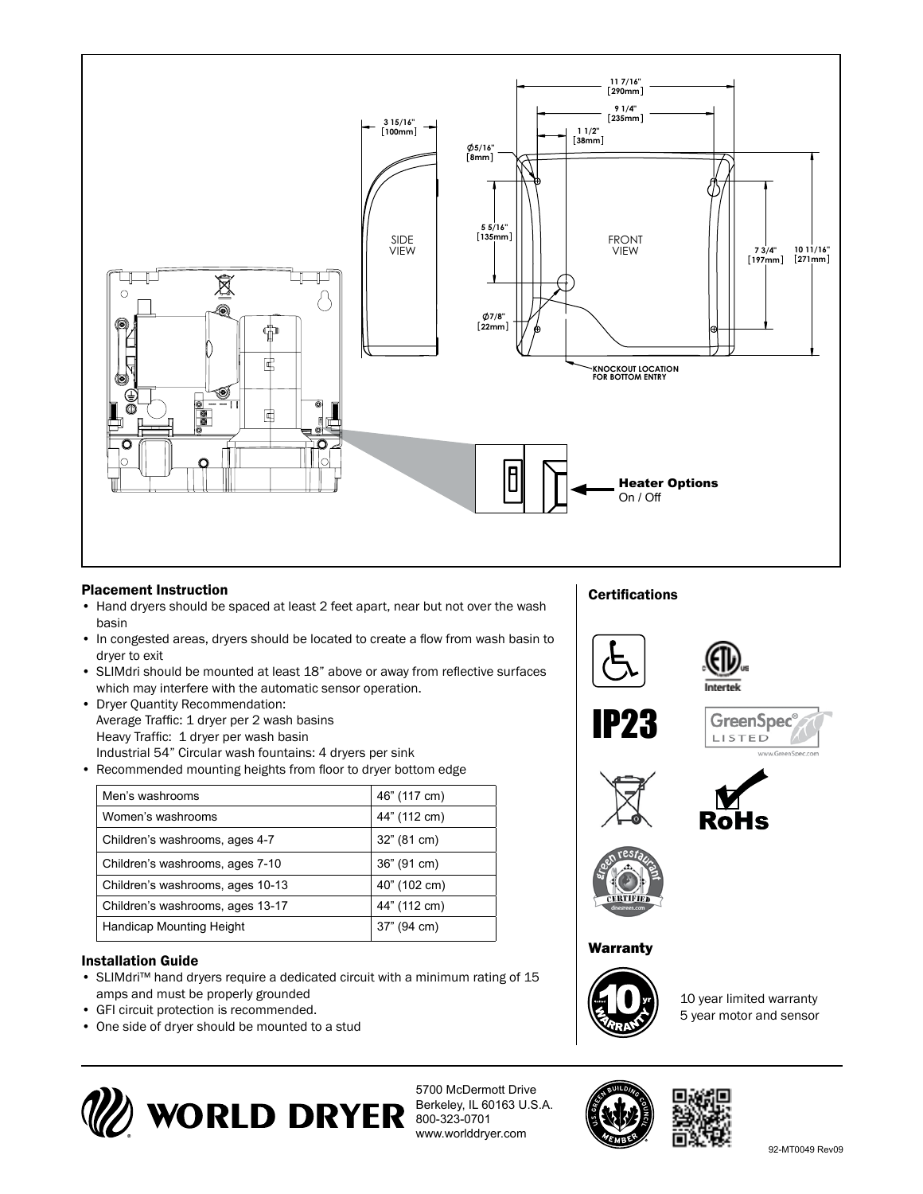3 15/16" [100mm]

11 7/16" [290mm]

9 1/4" [235mm]

1 1/2" [38mm]

Ø5/16" [8mm]

5 5/16" [135mm]

Ø7/8" [22mm]

SIDE VIEW

FRONT VIEW

7 3/4" [197mm]

10 11/16" [271mm]

KNOCKOUT LOCATION FOR BOTTOM ENTRY

**Heater Options**
On / Off

### Placement Instruction

- Hand dryers should be spaced at least 2 feet apart, near but not over the wash basin
- In congested areas, dryers should be located to create a flow from wash basin to dryer to exit
- SLIMdri should be mounted at least 18" above or away from reflective surfaces which may interfere with the automatic sensor operation.
- Dryer Quantity Recommendation:
  Average Traffic: 1 dryer per 2 wash basins
  Heavy Traffic: 1 dryer per wash basin
  Industrial 54" Circular wash fountains: 4 dryers per sink
- Recommended mounting heights from floor to dryer bottom edge

| | |
|---|---|
| Men's washrooms | 46" (117 cm) |
| Women's washrooms | 44" (112 cm) |
| Children's washrooms, ages 4-7 | 32" (81 cm) |
| Children's washrooms, ages 7-10 | 36" (91 cm) |
| Children's washrooms, ages 10-13 | 40" (102 cm) |
| Children's washrooms, ages 13-17 | 44" (112 cm) |
| Handicap Mounting Height | 37" (94 cm) |

### Installation Guide

- SLIMdri™ hand dryers require a dedicated circuit with a minimum rating of 15 amps and must be properly grounded
- GFI circuit protection is recommended.
- One side of dryer should be mounted to a stud

### Certifications

Intertek

IP23

GreenSpec® LISTED
www.GreenSpec.com

RoHs

green restaurant CERTIFIED
dinegreen.com

### Warranty

10 yr WARRANTY

10 year limited warranty
5 year motor and sensor

WORLD DRYER

5700 McDermott Drive
Berkeley, IL 60163 U.S.A.
800-323-0701
www.worlddryer.com

U.S. GREEN BUILDING COUNCIL MEMBER

92-MT0049 Rev09